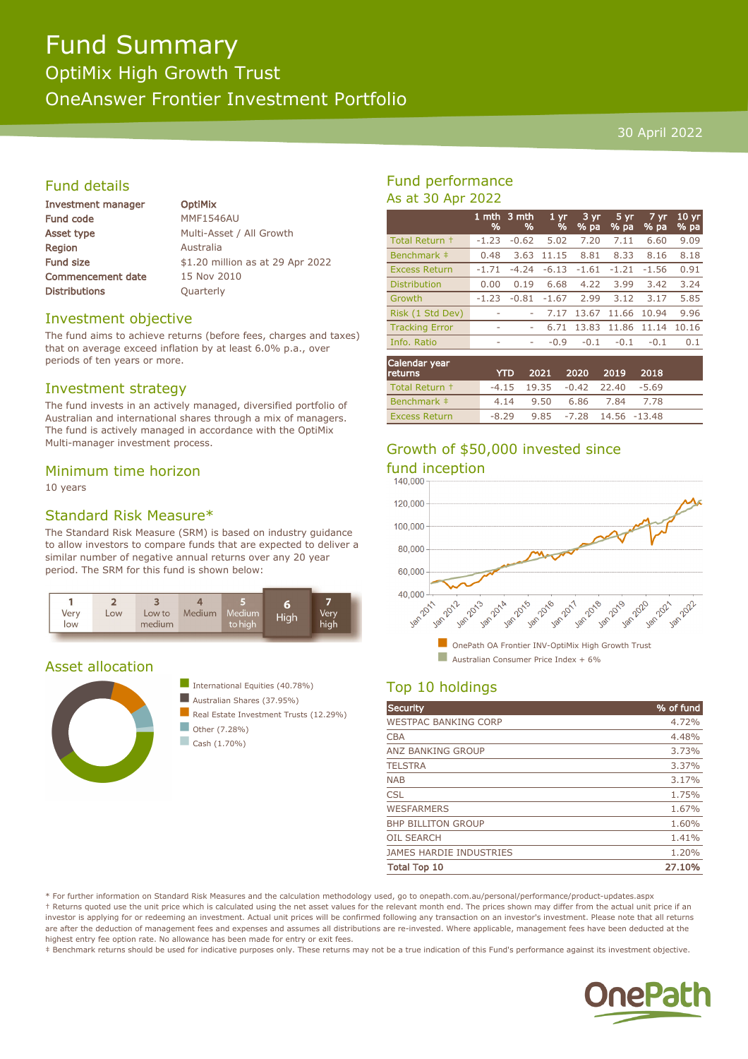# Fund Summary

## OptiMix High Growth Trust

## OneAnswer Frontier Investment Portfolio

30 April 2022

## Fund details

| | |
|---|---|
| **Investment manager** | **OptiMix** |
| **Fund code** | MMF1546AU |
| **Asset type** | Multi-Asset / All Growth |
| **Region** | Australia |
| **Fund size** | $1.20 million as at 29 Apr 2022 |
| **Commencement date** | 15 Nov 2010 |
| **Distributions** | Quarterly |

## Investment objective

The fund aims to achieve returns (before fees, charges and taxes) that on average exceed inflation by at least 6.0% p.a., over periods of ten years or more.

## Investment strategy

The fund invests in an actively managed, diversified portfolio of Australian and international shares through a mix of managers. The fund is actively managed in accordance with the OptiMix Multi-manager investment process.

## Minimum time horizon

10 years

## Standard Risk Measure*

The Standard Risk Measure (SRM) is based on industry guidance to allow investors to compare funds that are expected to deliver a similar number of negative annual returns over any 20 year period. The SRM for this fund is shown below:

| 1 Very low | 2 Low | 3 Low to medium | 4 Medium | 5 Medium to high | **6 High** | 7 Very high |
|---|---|---|---|---|---|---|

## Asset allocation

- International Equities (40.78%)
- Australian Shares (37.95%)
- Real Estate Investment Trusts (12.29%)
- Other (7.28%)
- Cash (1.70%)

## Fund performance

As at 30 Apr 2022

| | 1 mth % | 3 mth % | 1 yr % | 3 yr % pa | 5 yr % pa | 7 yr % pa | 10 yr % pa |
|---|---|---|---|---|---|---|---|
| Total Return † | -1.23 | -0.62 | 5.02 | 7.20 | 7.11 | 6.60 | 9.09 |
| Benchmark ‡ | 0.48 | 3.63 | 11.15 | 8.81 | 8.33 | 8.16 | 8.18 |
| Excess Return | -1.71 | -4.24 | -6.13 | -1.61 | -1.21 | -1.56 | 0.91 |
| Distribution | 0.00 | 0.19 | 6.68 | 4.22 | 3.99 | 3.42 | 3.24 |
| Growth | -1.23 | -0.81 | -1.67 | 2.99 | 3.12 | 3.17 | 5.85 |
| Risk (1 Std Dev) | - | - | 7.17 | 13.67 | 11.66 | 10.94 | 9.96 |
| Tracking Error | - | - | 6.71 | 13.83 | 11.86 | 11.14 | 10.16 |
| Info. Ratio | - | - | -0.9 | -0.1 | -0.1 | -0.1 | 0.1 |

| Calendar year returns | YTD | 2021 | 2020 | 2019 | 2018 |
|---|---|---|---|---|---|
| Total Return † | -4.15 | 19.35 | -0.42 | 22.40 | -5.69 |
| Benchmark ‡ | 4.14 | 9.50 | 6.86 | 7.84 | 7.78 |
| Excess Return | -8.29 | 9.85 | -7.28 | 14.56 | -13.48 |

## Growth of $50,000 invested since fund inception

- OnePath OA Frontier INV-OptiMix High Growth Trust
- Australian Consumer Price Index + 6%

## Top 10 holdings

| Security | % of fund |
|---|---|
| WESTPAC BANKING CORP | 4.72% |
| CBA | 4.48% |
| ANZ BANKING GROUP | 3.73% |
| TELSTRA | 3.37% |
| NAB | 3.17% |
| CSL | 1.75% |
| WESFARMERS | 1.67% |
| BHP BILLITON GROUP | 1.60% |
| OIL SEARCH | 1.41% |
| JAMES HARDIE INDUSTRIES | 1.20% |
| **Total Top 10** | **27.10%** |

* For further information on Standard Risk Measures and the calculation methodology used, go to onepath.com.au/personal/performance/product-updates.aspx

† Returns quoted use the unit price which is calculated using the net asset values for the relevant month end. The prices shown may differ from the actual unit price if an investor is applying for or redeeming an investment. Actual unit prices will be confirmed following any transaction on an investor's investment. Please note that all returns are after the deduction of management fees and expenses and assumes all distributions are re-invested. Where applicable, management fees have been deducted at the highest entry fee option rate. No allowance has been made for entry or exit fees.

‡ Benchmark returns should be used for indicative purposes only. These returns may not be a true indication of this Fund's performance against its investment objective.

OnePath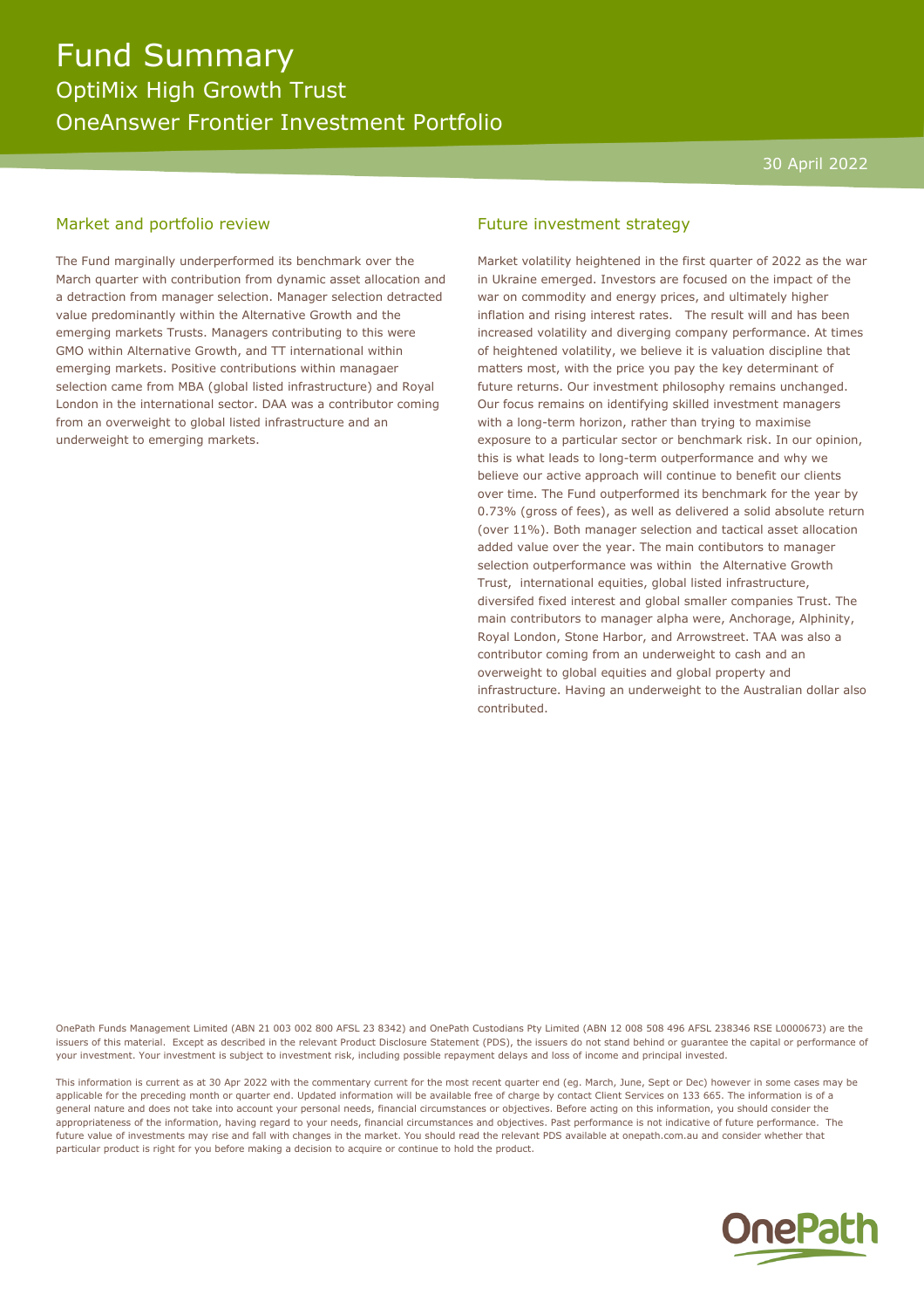# Fund Summary

## OptiMix High Growth Trust

## OneAnswer Frontier Investment Portfolio

30 April 2022

### Market and portfolio review

The Fund marginally underperformed its benchmark over the March quarter with contribution from dynamic asset allocation and a detraction from manager selection. Manager selection detracted value predominantly within the Alternative Growth and the emerging markets Trusts. Managers contributing to this were GMO within Alternative Growth, and TT international within emerging markets. Positive contributions within managaer selection came from MBA (global listed infrastructure) and Royal London in the international sector. DAA was a contributor coming from an overweight to global listed infrastructure and an underweight to emerging markets.

### Future investment strategy

Market volatility heightened in the first quarter of 2022 as the war in Ukraine emerged. Investors are focused on the impact of the war on commodity and energy prices, and ultimately higher inflation and rising interest rates.  The result will and has been increased volatility and diverging company performance. At times of heightened volatility, we believe it is valuation discipline that matters most, with the price you pay the key determinant of future returns. Our investment philosophy remains unchanged. Our focus remains on identifying skilled investment managers with a long-term horizon, rather than trying to maximise exposure to a particular sector or benchmark risk. In our opinion, this is what leads to long-term outperformance and why we believe our active approach will continue to benefit our clients over time. The Fund outperformed its benchmark for the year by 0.73% (gross of fees), as well as delivered a solid absolute return (over 11%). Both manager selection and tactical asset allocation added value over the year. The main contibutors to manager selection outperformance was within  the Alternative Growth Trust,  international equities, global listed infrastructure, diversifed fixed interest and global smaller companies Trust. The main contributors to manager alpha were, Anchorage, Alphinity, Royal London, Stone Harbor, and Arrowstreet. TAA was also a contributor coming from an underweight to cash and an overweight to global equities and global property and infrastructure. Having an underweight to the Australian dollar also contributed.

OnePath Funds Management Limited (ABN 21 003 002 800 AFSL 23 8342) and OnePath Custodians Pty Limited (ABN 12 008 508 496 AFSL 238346 RSE L0000673) are the issuers of this material.  Except as described in the relevant Product Disclosure Statement (PDS), the issuers do not stand behind or guarantee the capital or performance of your investment. Your investment is subject to investment risk, including possible repayment delays and loss of income and principal invested.

This information is current as at 30 Apr 2022 with the commentary current for the most recent quarter end (eg. March, June, Sept or Dec) however in some cases may be applicable for the preceding month or quarter end. Updated information will be available free of charge by contact Client Services on 133 665. The information is of a general nature and does not take into account your personal needs, financial circumstances or objectives. Before acting on this information, you should consider the appropriateness of the information, having regard to your needs, financial circumstances and objectives. Past performance is not indicative of future performance.  The future value of investments may rise and fall with changes in the market. You should read the relevant PDS available at onepath.com.au and consider whether that particular product is right for you before making a decision to acquire or continue to hold the product.

OnePath